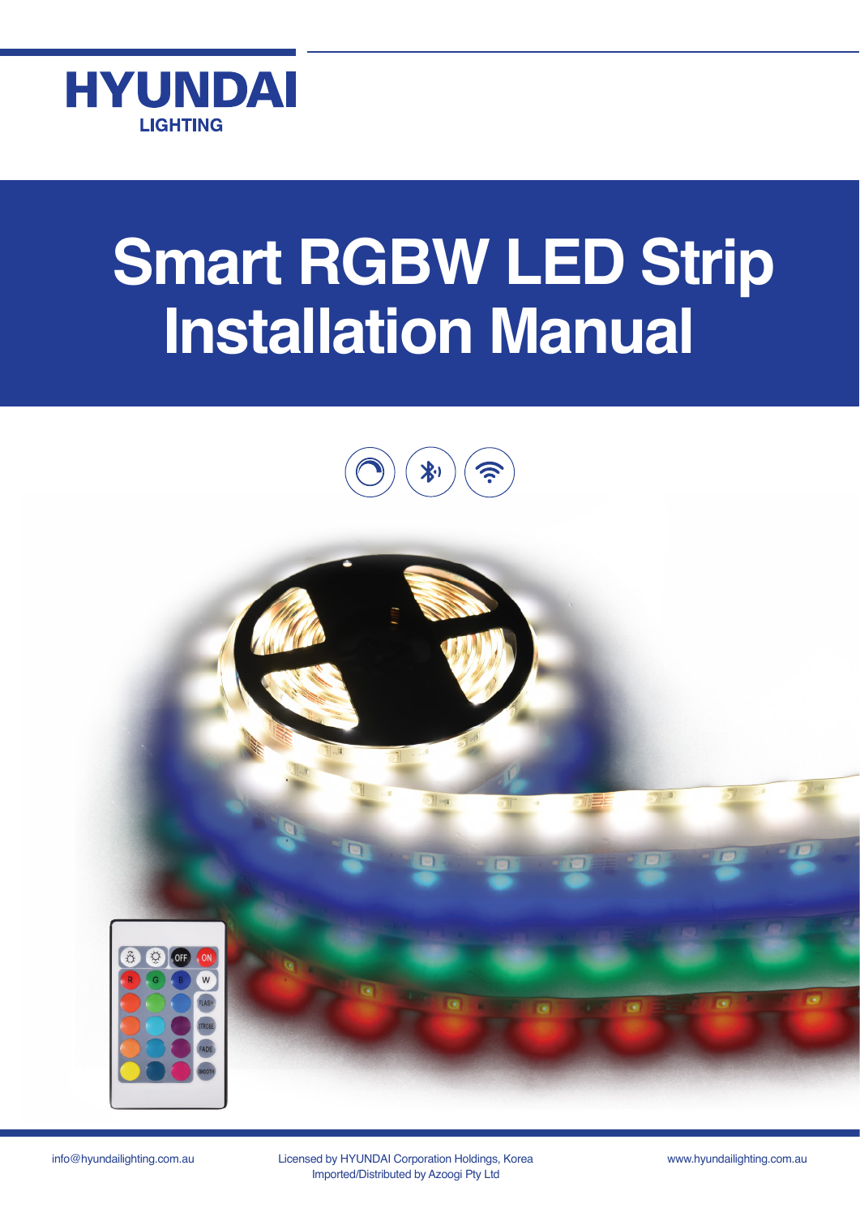HYUNDAI
LIGHTING

# Smart RGBW LED Strip Installation Manual

info@hyundailighting.com.au

Licensed by HYUNDAI Corporation Holdings, Korea
Imported/Distributed by Azoogi Pty Ltd

www.hyundailighting.com.au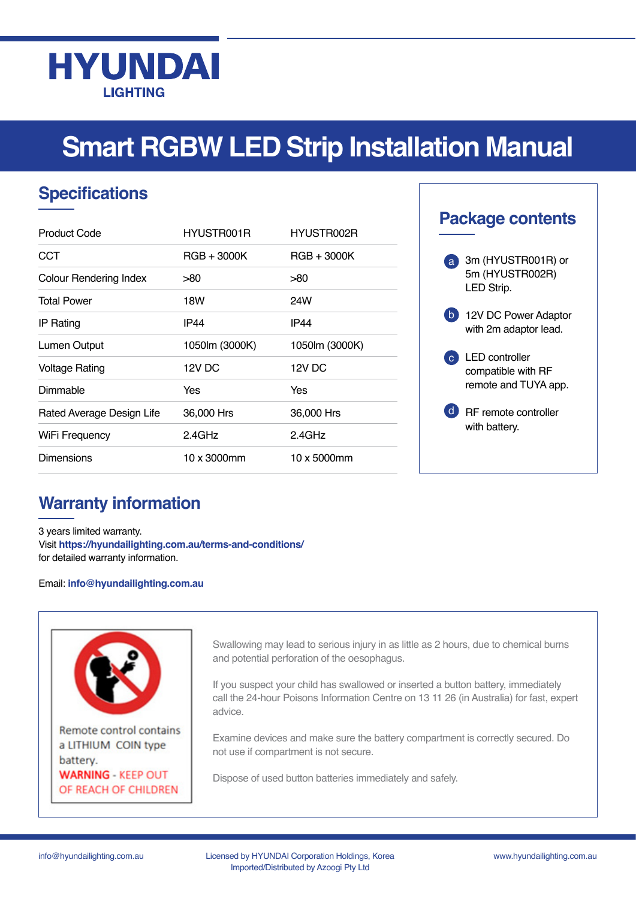# HYUNDAI
LIGHTING

# Smart RGBW LED Strip Installation Manual

## Specifications

| Product Code | HYUSTR001R | HYUSTR002R |
|---|---|---|
| CCT | RGB + 3000K | RGB + 3000K |
| Colour Rendering Index | >80 | >80 |
| Total Power | 18W | 24W |
| IP Rating | IP44 | IP44 |
| Lumen Output | 1050lm (3000K) | 1050lm (3000K) |
| Voltage Rating | 12V DC | 12V DC |
| Dimmable | Yes | Yes |
| Rated Average Design Life | 36,000 Hrs | 36,000 Hrs |
| WiFi Frequency | 2.4GHz | 2.4GHz |
| Dimensions | 10 x 3000mm | 10 x 5000mm |

## Package contents

- a) 3m (HYUSTR001R) or 5m (HYUSTR002R) LED Strip.
- b) 12V DC Power Adaptor with 2m adaptor lead.
- c) LED controller compatible with RF remote and TUYA app.
- d) RF remote controller with battery.

## Warranty information

3 years limited warranty.
Visit **https://hyundailighting.com.au/terms-and-conditions/** for detailed warranty information.

Email: **info@hyundailighting.com.au**

Remote control contains a LITHIUM COIN type battery.
WARNING - KEEP OUT OF REACH OF CHILDREN

Swallowing may lead to serious injury in as little as 2 hours, due to chemical burns and potential perforation of the oesophagus.

If you suspect your child has swallowed or inserted a button battery, immediately call the 24-hour Poisons Information Centre on 13 11 26 (in Australia) for fast, expert advice.

Examine devices and make sure the battery compartment is correctly secured. Do not use if compartment is not secure.

Dispose of used button batteries immediately and safely.

info@hyundailighting.com.au

Licensed by HYUNDAI Corporation Holdings, Korea
Imported/Distributed by Azoogi Pty Ltd

www.hyundailighting.com.au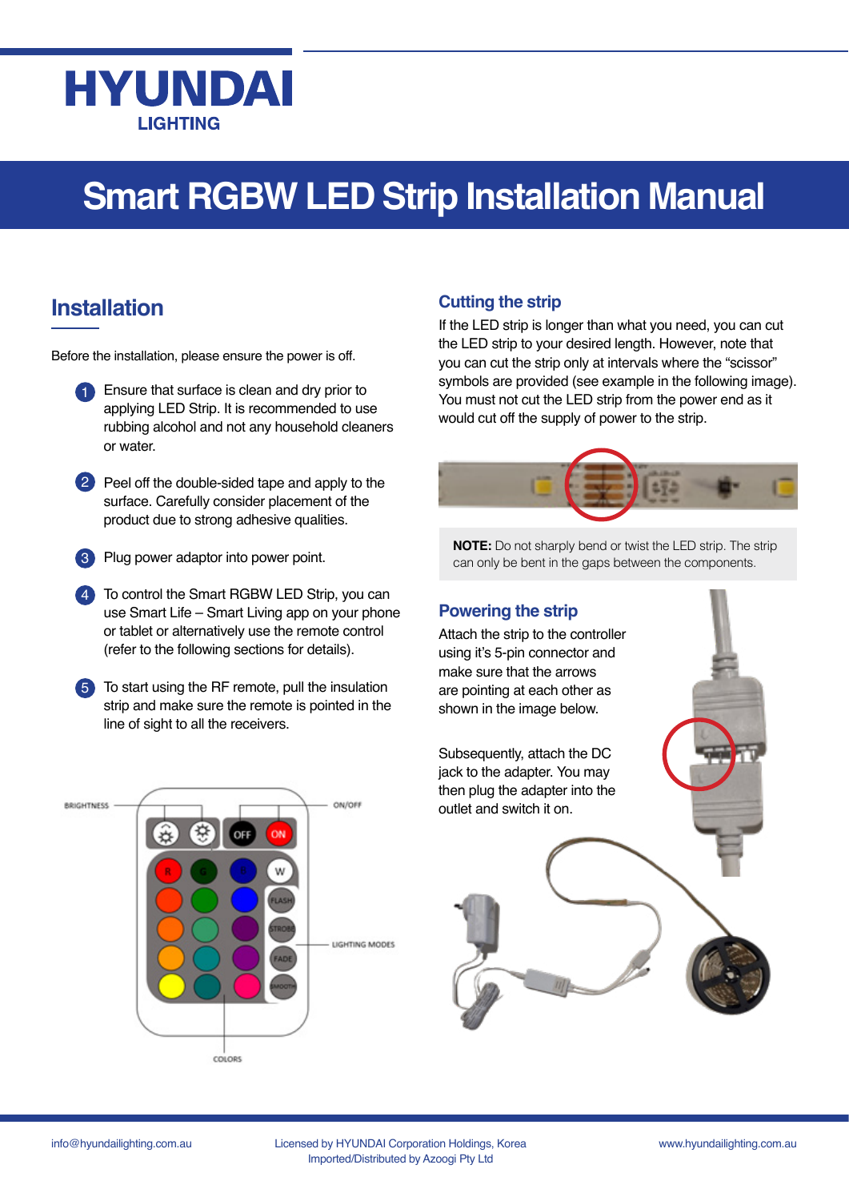HYUNDAI

LIGHTING

# Smart RGBW LED Strip Installation Manual

## Installation

Before the installation, please ensure the power is off.

1. Ensure that surface is clean and dry prior to applying LED Strip. It is recommended to use rubbing alcohol and not any household cleaners or water.
2. Peel off the double-sided tape and apply to the surface. Carefully consider placement of the product due to strong adhesive qualities.
3. Plug power adaptor into power point.
4. To control the Smart RGBW LED Strip, you can use Smart Life – Smart Living app on your phone or tablet or alternatively use the remote control (refer to the following sections for details).
5. To start using the RF remote, pull the insulation strip and make sure the remote is pointed in the line of sight to all the receivers.

BRIGHTNESS

ON/OFF

LIGHTING MODES

COLORS

### Cutting the strip

If the LED strip is longer than what you need, you can cut the LED strip to your desired length. However, note that you can cut the strip only at intervals where the "scissor" symbols are provided (see example in the following image). You must not cut the LED strip from the power end as it would cut off the supply of power to the strip.

**NOTE:** Do not sharply bend or twist the LED strip. The strip can only be bent in the gaps between the components.

### Powering the strip

Attach the strip to the controller using it's 5-pin connector and make sure that the arrows are pointing at each other as shown in the image below.

Subsequently, attach the DC jack to the adapter. You may then plug the adapter into the outlet and switch it on.

info@hyundailighting.com.au

Licensed by HYUNDAI Corporation Holdings, Korea
Imported/Distributed by Azoogi Pty Ltd

www.hyundailighting.com.au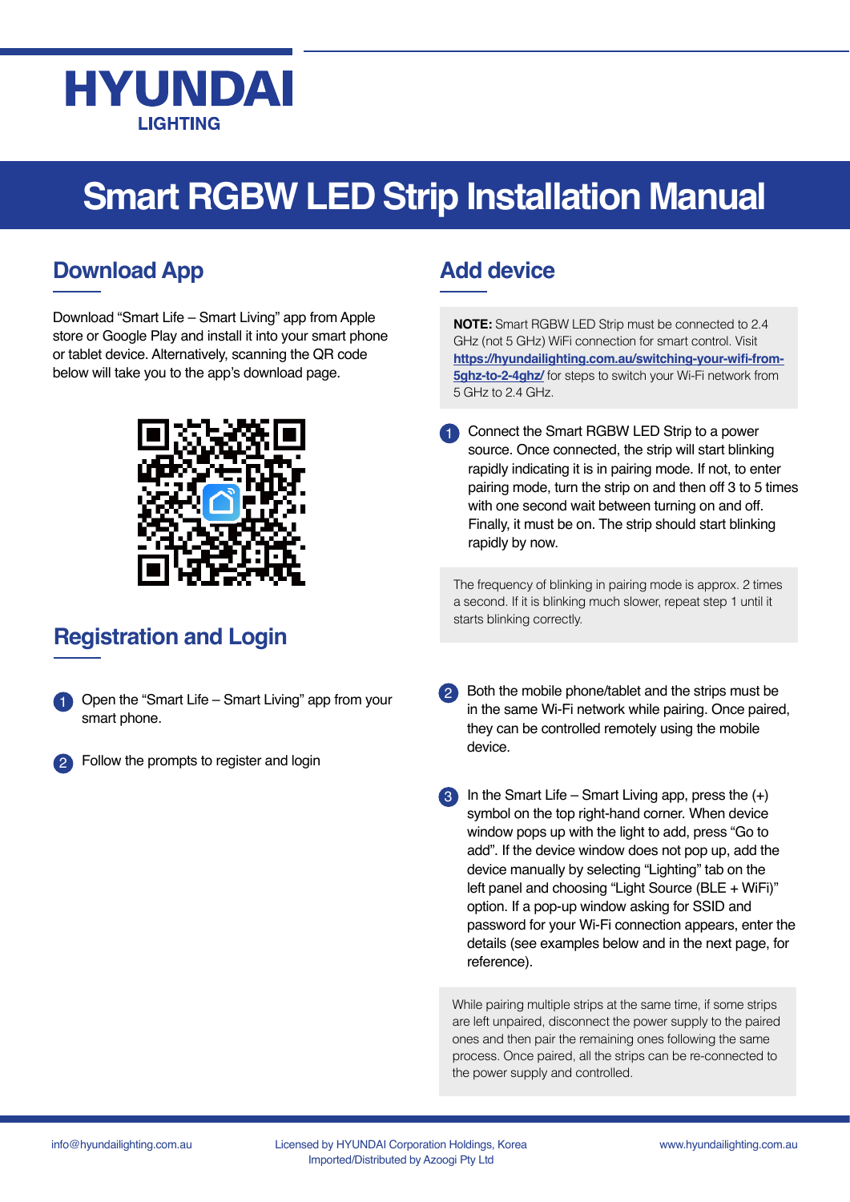HYUNDAI
LIGHTING

# Smart RGBW LED Strip Installation Manual

## Download App

Download “Smart Life – Smart Living” app from Apple store or Google Play and install it into your smart phone or tablet device. Alternatively, scanning the QR code below will take you to the app’s download page.

## Registration and Login

1. Open the “Smart Life – Smart Living” app from your smart phone.
2. Follow the prompts to register and login

## Add device

**NOTE:** Smart RGBW LED Strip must be connected to 2.4 GHz (not 5 GHz) WiFi connection for smart control. Visit [https://hyundailighting.com.au/switching-your-wifi-from-5ghz-to-2-4ghz/](https://hyundailighting.com.au/switching-your-wifi-from-5ghz-to-2-4ghz/) for steps to switch your Wi-Fi network from 5 GHz to 2.4 GHz.

1. Connect the Smart RGBW LED Strip to a power source. Once connected, the strip will start blinking rapidly indicating it is in pairing mode. If not, to enter pairing mode, turn the strip on and then off 3 to 5 times with one second wait between turning on and off. Finally, it must be on. The strip should start blinking rapidly by now.

The frequency of blinking in pairing mode is approx. 2 times a second. If it is blinking much slower, repeat step 1 until it starts blinking correctly.

2. Both the mobile phone/tablet and the strips must be in the same Wi-Fi network while pairing. Once paired, they can be controlled remotely using the mobile device.

3. In the Smart Life – Smart Living app, press the (+) symbol on the top right-hand corner. When device window pops up with the light to add, press “Go to add”. If the device window does not pop up, add the device manually by selecting “Lighting” tab on the left panel and choosing “Light Source (BLE + WiFi)” option. If a pop-up window asking for SSID and password for your Wi-Fi connection appears, enter the details (see examples below and in the next page, for reference).

While pairing multiple strips at the same time, if some strips are left unpaired, disconnect the power supply to the paired ones and then pair the remaining ones following the same process. Once paired, all the strips can be re-connected to the power supply and controlled.

info@hyundailighting.com.au | Licensed by HYUNDAI Corporation Holdings, Korea | Imported/Distributed by Azoogi Pty Ltd | www.hyundailighting.com.au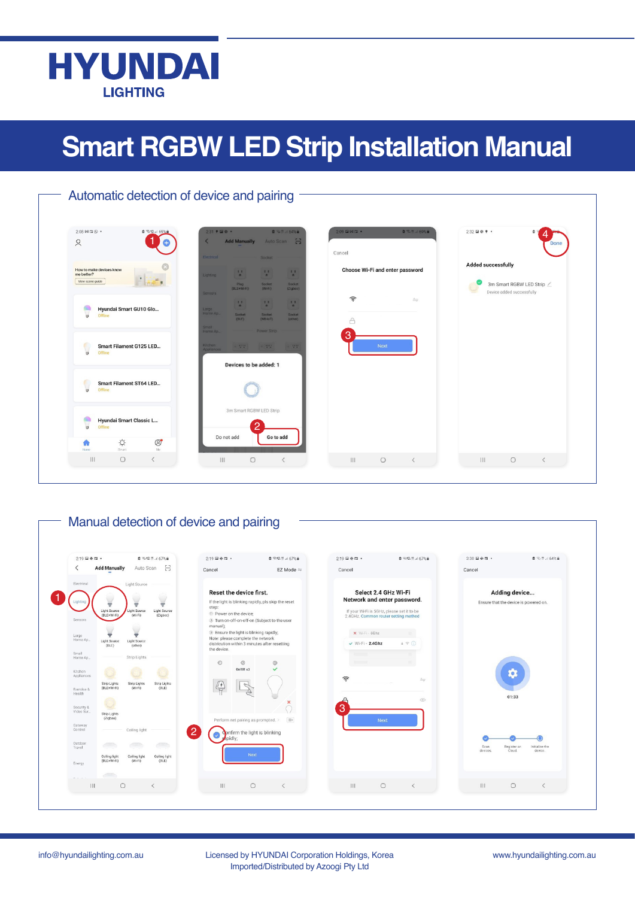# HYUNDAI
LIGHTING

# Smart RGBW LED Strip Installation Manual

## Automatic detection of device and pairing

## Manual detection of device and pairing

info@hyundailighting.com.au

Licensed by HYUNDAI Corporation Holdings, Korea
Imported/Distributed by Azoogi Pty Ltd

www.hyundailighting.com.au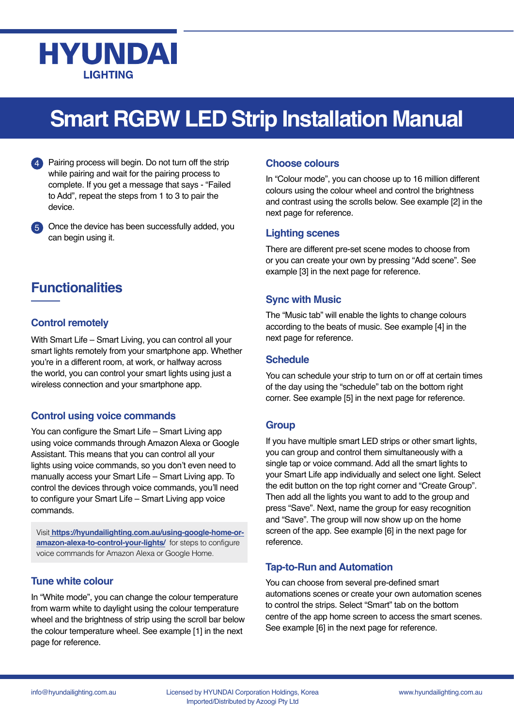# HYUNDAI LIGHTING

# Smart RGBW LED Strip Installation Manual

4. Pairing process will begin. Do not turn off the strip while pairing and wait for the pairing process to complete. If you get a message that says - "Failed to Add", repeat the steps from 1 to 3 to pair the device.

5. Once the device has been successfully added, you can begin using it.

## Functionalities

### Control remotely

With Smart Life – Smart Living, you can control all your smart lights remotely from your smartphone app. Whether you're in a different room, at work, or halfway across the world, you can control your smart lights using just a wireless connection and your smartphone app.

### Control using voice commands

You can configure the Smart Life – Smart Living app using voice commands through Amazon Alexa or Google Assistant. This means that you can control all your lights using voice commands, so you don't even need to manually access your Smart Life – Smart Living app. To control the devices through voice commands, you'll need to configure your Smart Life – Smart Living app voice commands.

> Visit **https://hyundailighting.com.au/using-google-home-or-amazon-alexa-to-control-your-lights/** for steps to configure voice commands for Amazon Alexa or Google Home.

### Tune white colour

In "White mode", you can change the colour temperature from warm white to daylight using the colour temperature wheel and the brightness of strip using the scroll bar below the colour temperature wheel. See example [1] in the next page for reference.

### Choose colours

In "Colour mode", you can choose up to 16 million different colours using the colour wheel and control the brightness and contrast using the scrolls below. See example [2] in the next page for reference.

### Lighting scenes

There are different pre-set scene modes to choose from or you can create your own by pressing "Add scene". See example [3] in the next page for reference.

### Sync with Music

The "Music tab" will enable the lights to change colours according to the beats of music. See example [4] in the next page for reference.

### Schedule

You can schedule your strip to turn on or off at certain times of the day using the "schedule" tab on the bottom right corner. See example [5] in the next page for reference.

### Group

If you have multiple smart LED strips or other smart lights, you can group and control them simultaneously with a single tap or voice command. Add all the smart lights to your Smart Life app individually and select one light. Select the edit button on the top right corner and "Create Group". Then add all the lights you want to add to the group and press "Save". Next, name the group for easy recognition and "Save". The group will now show up on the home screen of the app. See example [6] in the next page for reference.

### Tap-to-Run and Automation

You can choose from several pre-defined smart automations scenes or create your own automation scenes to control the strips. Select "Smart" tab on the bottom centre of the app home screen to access the smart scenes. See example [6] in the next page for reference.

info@hyundailighting.com.au

Licensed by HYUNDAI Corporation Holdings, Korea
Imported/Distributed by Azoogi Pty Ltd

www.hyundailighting.com.au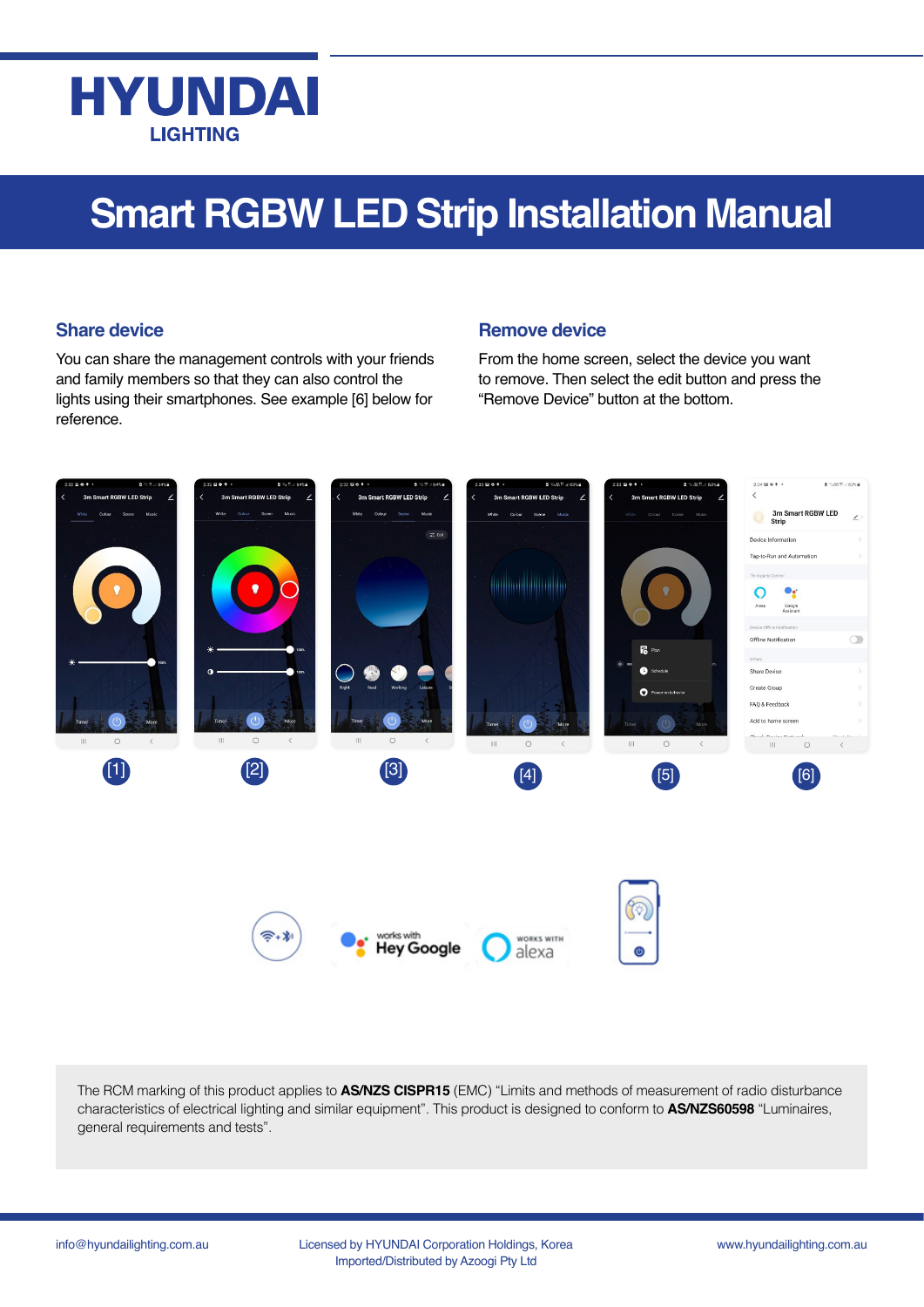# HYUNDAI LIGHTING

# Smart RGBW LED Strip Installation Manual

## Share device

You can share the management controls with your friends and family members so that they can also control the lights using their smartphones. See example [6] below for reference.

## Remove device

From the home screen, select the device you want to remove. Then select the edit button and press the "Remove Device" button at the bottom.

[1] [2] [3] [4] [5] [6]

The RCM marking of this product applies to **AS/NZS CISPR15** (EMC) "Limits and methods of measurement of radio disturbance characteristics of electrical lighting and similar equipment". This product is designed to conform to **AS/NZS60598** "Luminaires, general requirements and tests".

info@hyundailighting.com.au

Licensed by HYUNDAI Corporation Holdings, Korea
Imported/Distributed by Azoogi Pty Ltd

www.hyundailighting.com.au